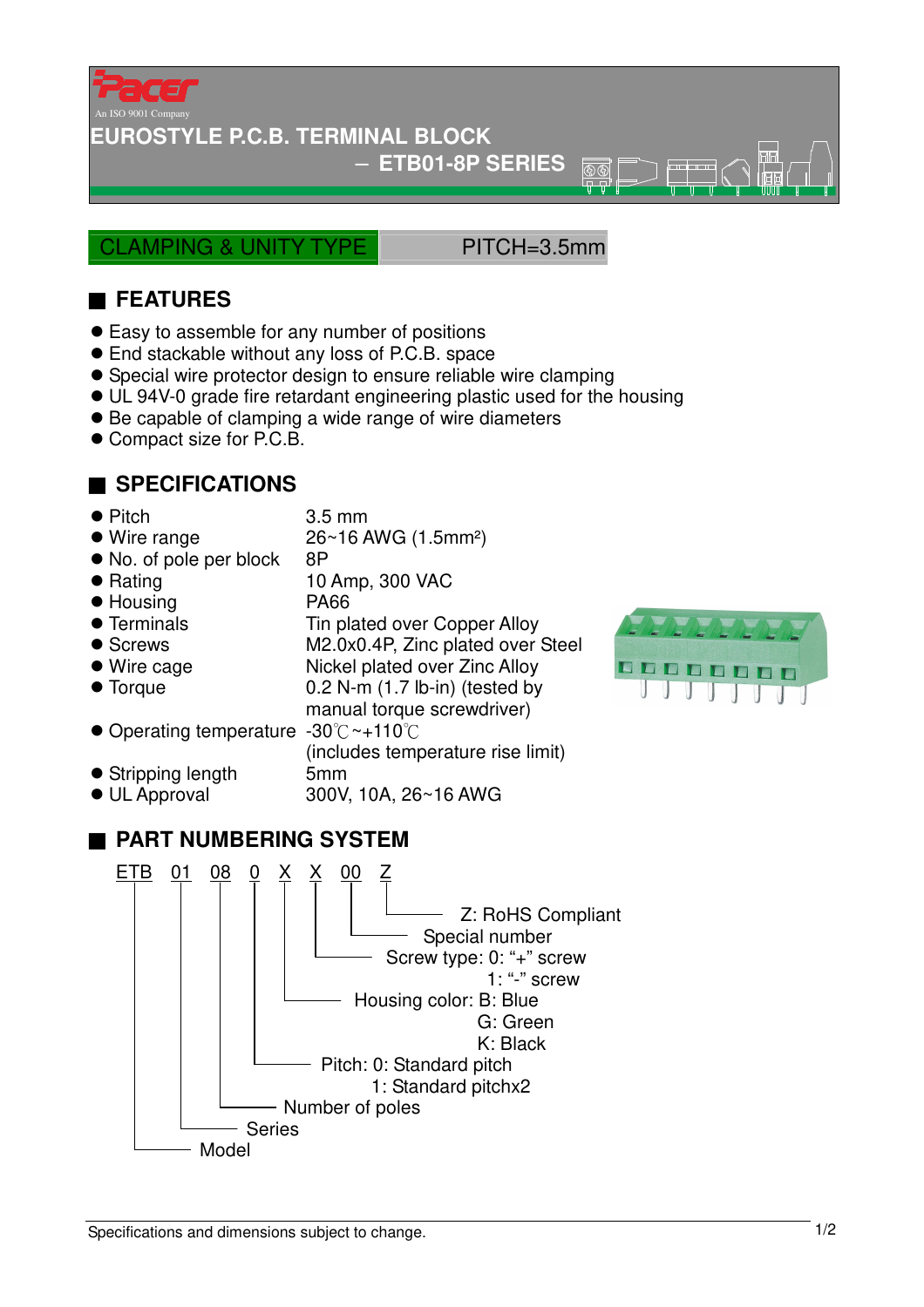Pacer

An ISO 9001 Company

# EUROSTYLE P.C.B. TERMINAL BLOCK

## – ETB01-8P SERIES

CLAMPING & UNITY TYPE　　PITCH=3.5mm

## ■ FEATURES

- Easy to assemble for any number of positions
- End stackable without any loss of P.C.B. space
- Special wire protector design to ensure reliable wire clamping
- UL 94V-0 grade fire retardant engineering plastic used for the housing
- Be capable of clamping a wide range of wire diameters
- Compact size for P.C.B.

## ■ SPECIFICATIONS

| | |
|---|---|
| ● Pitch | 3.5 mm |
| ● Wire range | 26~16 AWG (1.5mm$^2$) |
| ● No. of pole per block | 8P |
| ● Rating | 10 Amp, 300 VAC |
| ● Housing | PA66 |
| ● Terminals | Tin plated over Copper Alloy |
| ● Screws | M2.0x0.4P, Zinc plated over Steel |
| ● Wire cage | Nickel plated over Zinc Alloy |
| ● Torque | 0.2 N-m (1.7 lb-in) (tested by manual torque screwdriver) |
| ● Operating temperature | -30℃~+110℃ (includes temperature rise limit) |
| ● Stripping length | 5mm |
| ● UL Approval | 300V, 10A, 26~16 AWG |

## ■ PART NUMBERING SYSTEM

ETB 01 08 0 X X 00 Z

- Z: RoHS Compliant
- 00: Special number
- X: Screw type: 0: "+" screw, 1: "-" screw
- X: Housing color: B: Blue, G: Green, K: Black
- 0: Pitch: 0: Standard pitch, 1: Standard pitchx2
- 08: Number of poles
- 01: Series
- ETB: Model

Specifications and dimensions subject to change.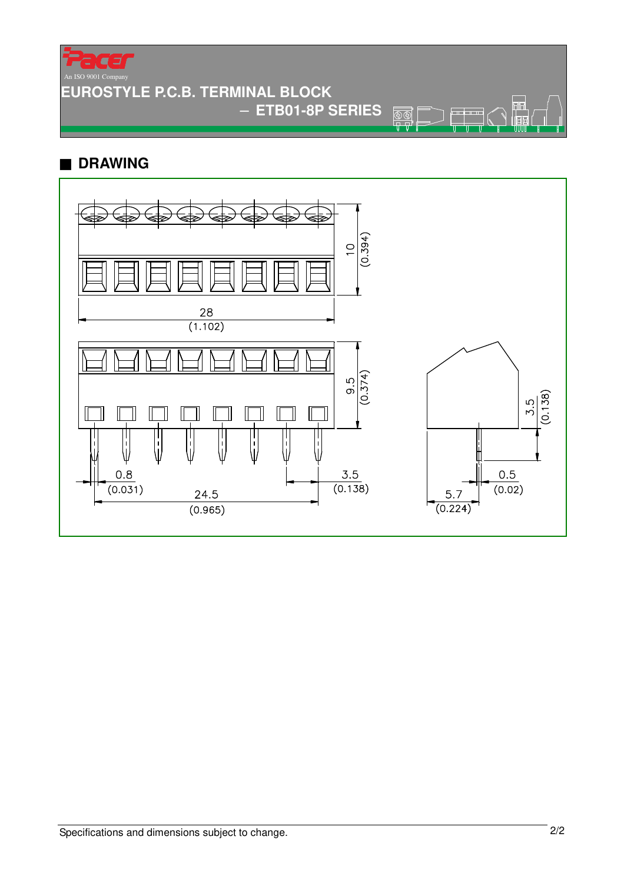# EUROSTYLE P.C.B. TERMINAL BLOCK

## – ETB01-8P SERIES

## ■ DRAWING

10
(0.394)

28
(1.102)

9.5
(0.374)

3.5
(0.138)

0.8
(0.031)

3.5
(0.138)

24.5
(0.965)

0.5
(0.02)

5.7
(0.224)

Specifications and dimensions subject to change.